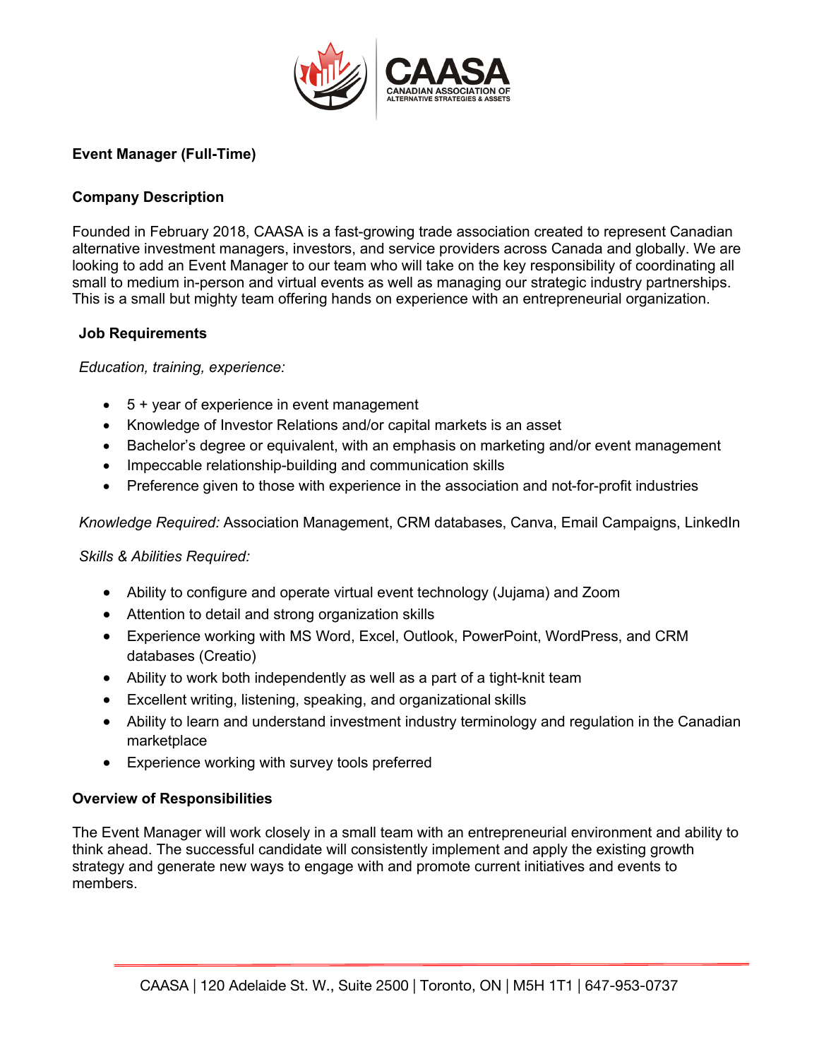**Event Manager (Full-Time)**

**Company Description**

Founded in February 2018, CAASA is a fast-growing trade association created to represent Canadian alternative investment managers, investors, and service providers across Canada and globally. We are looking to add an Event Manager to our team who will take on the key responsibility of coordinating all small to medium in-person and virtual events as well as managing our strategic industry partnerships. This is a small but mighty team offering hands on experience with an entrepreneurial organization.

**Job Requirements**

*Education, training, experience:*

- 5 + year of experience in event management
- Knowledge of Investor Relations and/or capital markets is an asset
- Bachelor's degree or equivalent, with an emphasis on marketing and/or event management
- Impeccable relationship-building and communication skills
- Preference given to those with experience in the association and not-for-profit industries

*Knowledge Required:* Association Management, CRM databases, Canva, Email Campaigns, LinkedIn

*Skills & Abilities Required:*

- Ability to configure and operate virtual event technology (Jujama) and Zoom
- Attention to detail and strong organization skills
- Experience working with MS Word, Excel, Outlook, PowerPoint, WordPress, and CRM databases (Creatio)
- Ability to work both independently as well as a part of a tight-knit team
- Excellent writing, listening, speaking, and organizational skills
- Ability to learn and understand investment industry terminology and regulation in the Canadian marketplace
- Experience working with survey tools preferred

**Overview of Responsibilities**

The Event Manager will work closely in a small team with an entrepreneurial environment and ability to think ahead. The successful candidate will consistently implement and apply the existing growth strategy and generate new ways to engage with and promote current initiatives and events to members.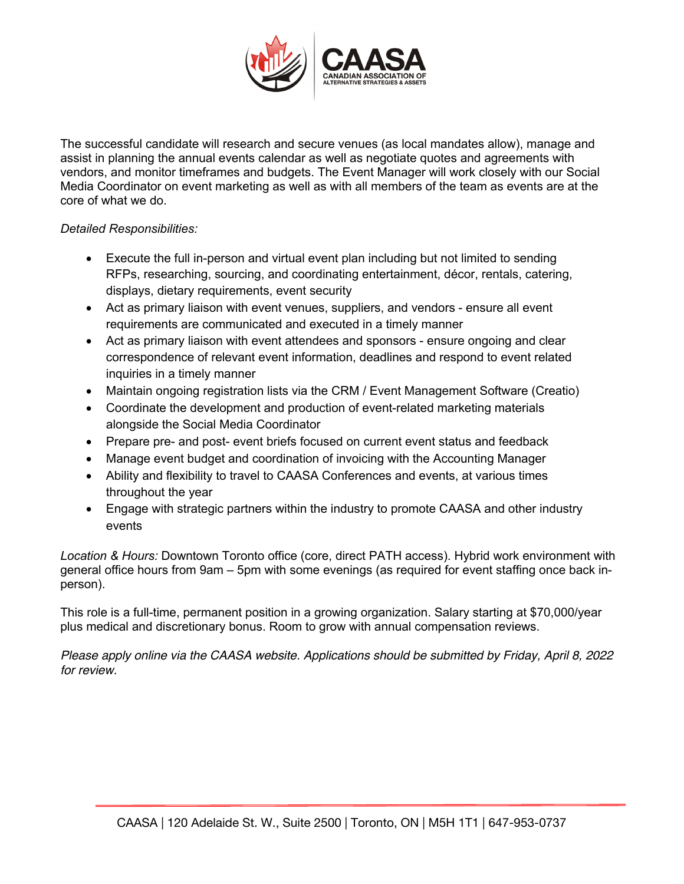The successful candidate will research and secure venues (as local mandates allow), manage and assist in planning the annual events calendar as well as negotiate quotes and agreements with vendors, and monitor timeframes and budgets. The Event Manager will work closely with our Social Media Coordinator on event marketing as well as with all members of the team as events are at the core of what we do.

*Detailed Responsibilities:*

- Execute the full in-person and virtual event plan including but not limited to sending RFPs, researching, sourcing, and coordinating entertainment, décor, rentals, catering, displays, dietary requirements, event security
- Act as primary liaison with event venues, suppliers, and vendors - ensure all event requirements are communicated and executed in a timely manner
- Act as primary liaison with event attendees and sponsors - ensure ongoing and clear correspondence of relevant event information, deadlines and respond to event related inquiries in a timely manner
- Maintain ongoing registration lists via the CRM / Event Management Software (Creatio)
- Coordinate the development and production of event-related marketing materials alongside the Social Media Coordinator
- Prepare pre- and post- event briefs focused on current event status and feedback
- Manage event budget and coordination of invoicing with the Accounting Manager
- Ability and flexibility to travel to CAASA Conferences and events, at various times throughout the year
- Engage with strategic partners within the industry to promote CAASA and other industry events

*Location & Hours:* Downtown Toronto office (core, direct PATH access). Hybrid work environment with general office hours from 9am – 5pm with some evenings (as required for event staffing once back in-person).

This role is a full-time, permanent position in a growing organization. Salary starting at $70,000/year plus medical and discretionary bonus. Room to grow with annual compensation reviews.

*Please apply online via the CAASA website. Applications should be submitted by Friday, April 8, 2022 for review.*